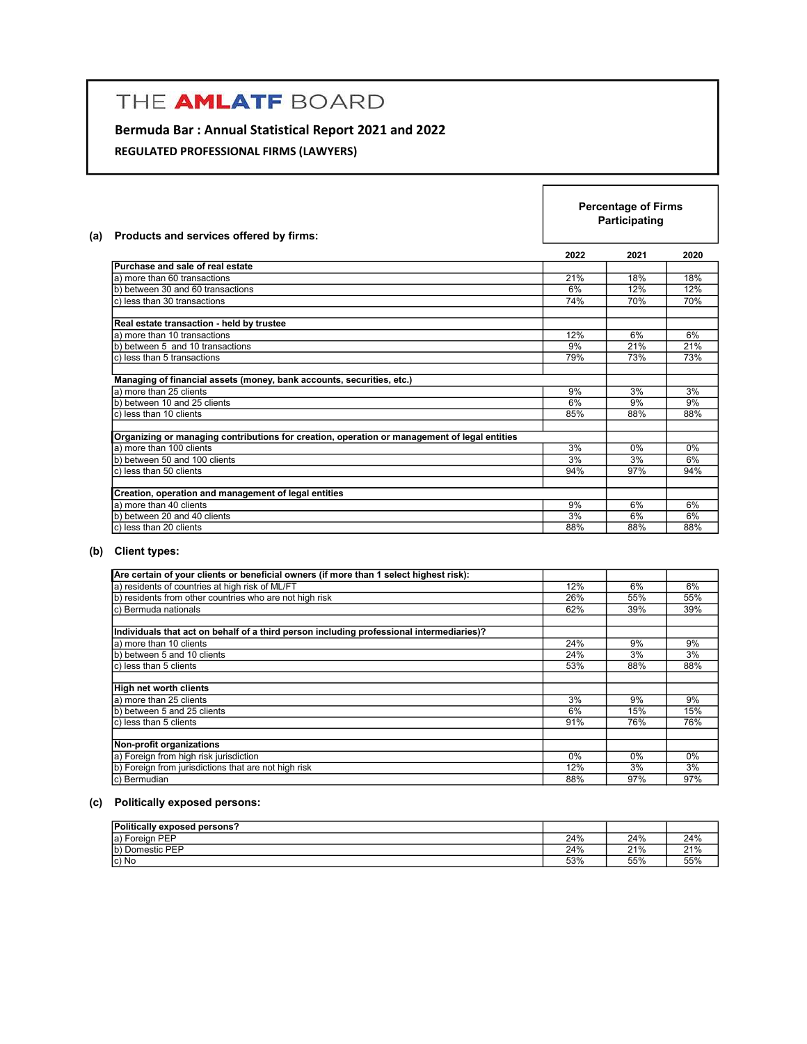# THE AMLATF BOARD

## Bermuda Bar : Annual Statistical Report 2021 and 2022

### REGULATED PROFESSIONAL FIRMS (LAWYERS)

**(a) Products and services offered by firms:**

| | Percentage of Firms Participating | | |
|---|---|---|---|
| | **2022** | **2021** | **2020** |
| **Purchase and sale of real estate** | | | |
| a) more than 60 transactions | 21% | 18% | 18% |
| b) between 30 and 60 transactions | 6% | 12% | 12% |
| c) less than 30 transactions | 74% | 70% | 70% |
| | | | |
| **Real estate transaction - held by trustee** | | | |
| a) more than 10 transactions | 12% | 6% | 6% |
| b) between 5 and 10 transactions | 9% | 21% | 21% |
| c) less than 5 transactions | 79% | 73% | 73% |
| | | | |
| **Managing of financial assets (money, bank accounts, securities, etc.)** | | | |
| a) more than 25 clients | 9% | 3% | 3% |
| b) between 10 and 25 clients | 6% | 9% | 9% |
| c) less than 10 clients | 85% | 88% | 88% |
| | | | |
| **Organizing or managing contributions for creation, operation or management of legal entities** | | | |
| a) more than 100 clients | 3% | 0% | 0% |
| b) between 50 and 100 clients | 3% | 3% | 6% |
| c) less than 50 clients | 94% | 97% | 94% |
| | | | |
| **Creation, operation and management of legal entities** | | | |
| a) more than 40 clients | 9% | 6% | 6% |
| b) between 20 and 40 clients | 3% | 6% | 6% |
| c) less than 20 clients | 88% | 88% | 88% |

**(b) Client types:**

| | 2022 | 2021 | 2020 |
|---|---|---|---|
| **Are certain of your clients or beneficial owners (if more than 1 select highest risk):** | | | |
| a) residents of countries at high risk of ML/FT | 12% | 6% | 6% |
| b) residents from other countries who are not high risk | 26% | 55% | 55% |
| c) Bermuda nationals | 62% | 39% | 39% |
| | | | |
| **Individuals that act on behalf of a third person including professional intermediaries)?** | | | |
| a) more than 10 clients | 24% | 9% | 9% |
| b) between 5 and 10 clients | 24% | 3% | 3% |
| c) less than 5 clients | 53% | 88% | 88% |
| | | | |
| **High net worth clients** | | | |
| a) more than 25 clients | 3% | 9% | 9% |
| b) between 5 and 25 clients | 6% | 15% | 15% |
| c) less than 5 clients | 91% | 76% | 76% |
| | | | |
| **Non-profit organizations** | | | |
| a) Foreign from high risk jurisdiction | 0% | 0% | 0% |
| b) Foreign from jurisdictions that are not high risk | 12% | 3% | 3% |
| c) Bermudian | 88% | 97% | 97% |

**(c) Politically exposed persons:**

| | 2022 | 2021 | 2020 |
|---|---|---|---|
| **Politically exposed persons?** | | | |
| a) Foreign PEP | 24% | 24% | 24% |
| b) Domestic PEP | 24% | 21% | 21% |
| c) No | 53% | 55% | 55% |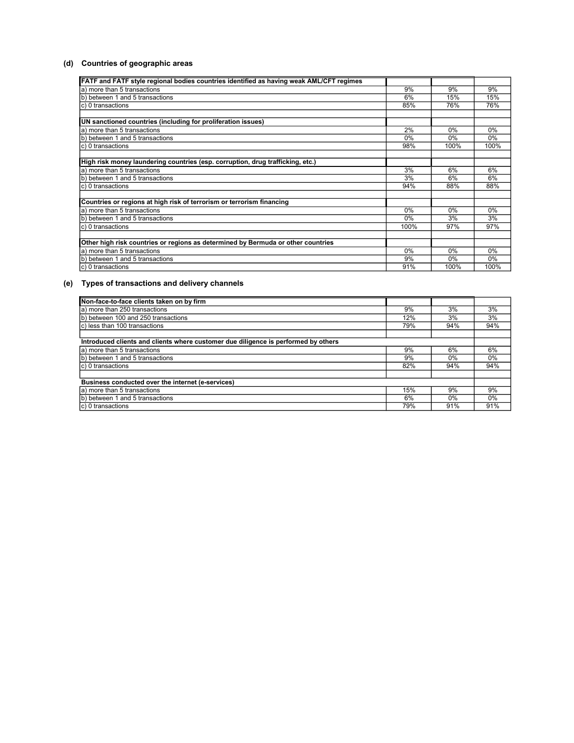### (d) Countries of geographic areas

| | | | |
|---|---|---|---|
| **FATF and FATF style regional bodies countries identified as having weak AML/CFT regimes** | | | |
| a) more than 5 transactions | 9% | 9% | 9% |
| b) between 1 and 5 transactions | 6% | 15% | 15% |
| c) 0 transactions | 85% | 76% | 76% |
| | | | |
| **UN sanctioned countries (including for proliferation issues)** | | | |
| a) more than 5 transactions | 2% | 0% | 0% |
| b) between 1 and 5 transactions | 0% | 0% | 0% |
| c) 0 transactions | 98% | 100% | 100% |
| | | | |
| **High risk money laundering countries (esp. corruption, drug trafficking, etc.)** | | | |
| a) more than 5 transactions | 3% | 6% | 6% |
| b) between 1 and 5 transactions | 3% | 6% | 6% |
| c) 0 transactions | 94% | 88% | 88% |
| | | | |
| **Countries or regions at high risk of terrorism or terrorism financing** | | | |
| a) more than 5 transactions | 0% | 0% | 0% |
| b) between 1 and 5 transactions | 0% | 3% | 3% |
| c) 0 transactions | 100% | 97% | 97% |
| | | | |
| **Other high risk countries or regions as determined by Bermuda or other countries** | | | |
| a) more than 5 transactions | 0% | 0% | 0% |
| b) between 1 and 5 transactions | 9% | 0% | 0% |
| c) 0 transactions | 91% | 100% | 100% |

### (e) Types of transactions and delivery channels

| | | | |
|---|---|---|---|
| **Non-face-to-face clients taken on by firm** | | | |
| a) more than 250 transactions | 9% | 3% | 3% |
| b) between 100 and 250 transactions | 12% | 3% | 3% |
| c) less than 100 transactions | 79% | 94% | 94% |
| | | | |
| **Introduced clients and clients where customer due diligence is performed by others** | | | |
| a) more than 5 transactions | 9% | 6% | 6% |
| b) between 1 and 5 transactions | 9% | 0% | 0% |
| c) 0 transactions | 82% | 94% | 94% |
| | | | |
| **Business conducted over the internet (e-services)** | | | |
| a) more than 5 transactions | 15% | 9% | 9% |
| b) between 1 and 5 transactions | 6% | 0% | 0% |
| c) 0 transactions | 79% | 91% | 91% |